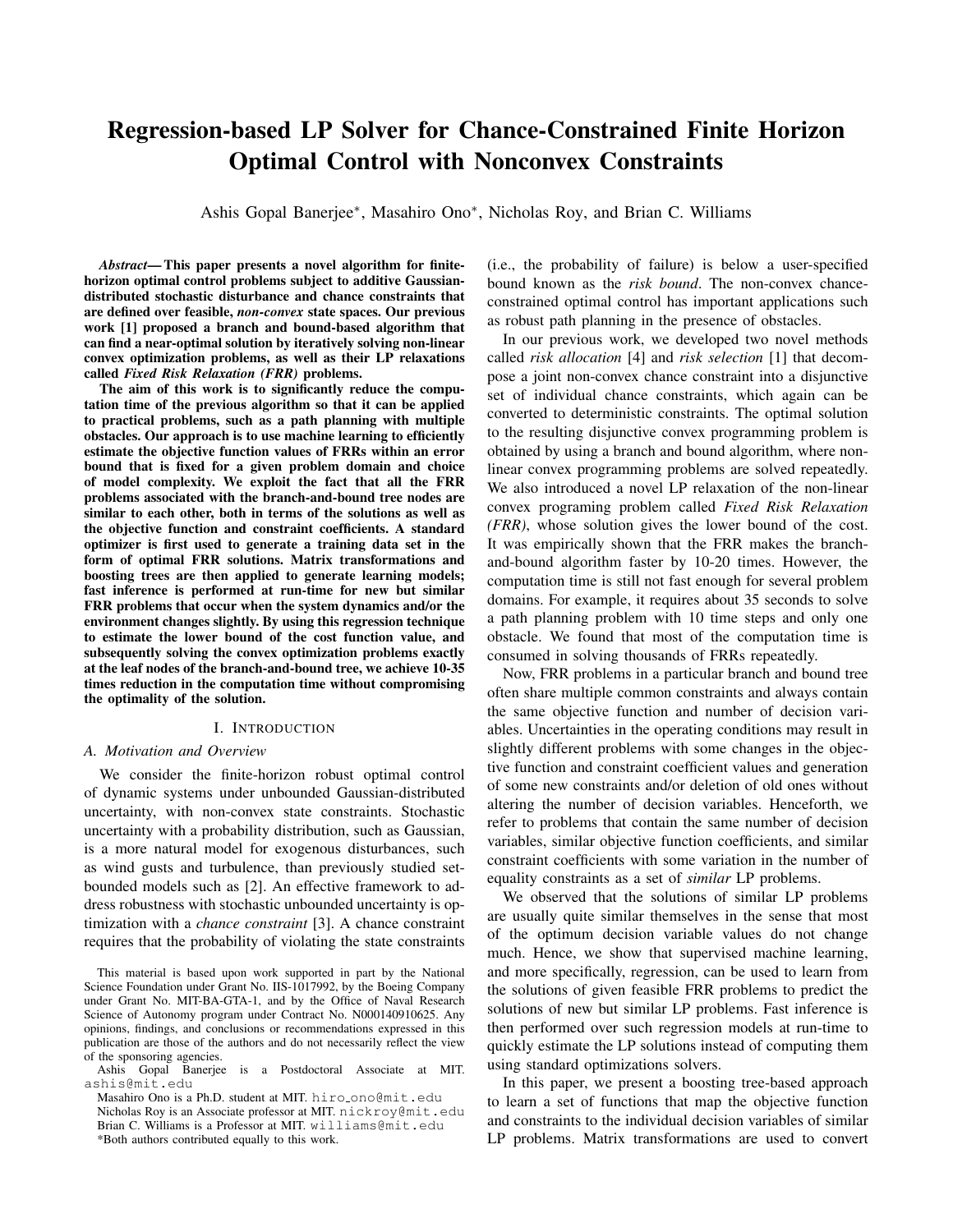# Regression-based LP Solver for Chance-Constrained Finite Horizon Optimal Control with Nonconvex Constraints

Ashis Gopal Banerjee*, Masahiro Ono*, Nicholas Roy, and Brian C. Williams

***Abstract*— This paper presents a novel algorithm for finite-horizon optimal control problems subject to additive Gaussian-distributed stochastic disturbance and chance constraints that are defined over feasible, *non-convex* state spaces. Our previous work [1] proposed a branch and bound-based algorithm that can find a near-optimal solution by iteratively solving non-linear convex optimization problems, as well as their LP relaxations called *Fixed Risk Relaxation (FRR)* problems.**

**The aim of this work is to significantly reduce the computation time of the previous algorithm so that it can be applied to practical problems, such as a path planning with multiple obstacles. Our approach is to use machine learning to efficiently estimate the objective function values of FRRs within an error bound that is fixed for a given problem domain and choice of model complexity. We exploit the fact that all the FRR problems associated with the branch-and-bound tree nodes are similar to each other, both in terms of the solutions as well as the objective function and constraint coefficients. A standard optimizer is first used to generate a training data set in the form of optimal FRR solutions. Matrix transformations and boosting trees are then applied to generate learning models; fast inference is performed at run-time for new but similar FRR problems that occur when the system dynamics and/or the environment changes slightly. By using this regression technique to estimate the lower bound of the cost function value, and subsequently solving the convex optimization problems exactly at the leaf nodes of the branch-and-bound tree, we achieve 10-35 times reduction in the computation time without compromising the optimality of the solution.**

## I. Introduction

### A. Motivation and Overview

We consider the finite-horizon robust optimal control of dynamic systems under unbounded Gaussian-distributed uncertainty, with non-convex state constraints. Stochastic uncertainty with a probability distribution, such as Gaussian, is a more natural model for exogenous disturbances, such as wind gusts and turbulence, than previously studied set-bounded models such as [2]. An effective framework to address robustness with stochastic unbounded uncertainty is optimization with a *chance constraint* [3]. A chance constraint requires that the probability of violating the state constraints (i.e., the probability of failure) is below a user-specified bound known as the *risk bound*. The non-convex chance-constrained optimal control has important applications such as robust path planning in the presence of obstacles.

In our previous work, we developed two novel methods called *risk allocation* [4] and *risk selection* [1] that decompose a joint non-convex chance constraint into a disjunctive set of individual chance constraints, which again can be converted to deterministic constraints. The optimal solution to the resulting disjunctive convex programming problem is obtained by using a branch and bound algorithm, where non-linear convex programming problems are solved repeatedly. We also introduced a novel LP relaxation of the non-linear convex programing problem called *Fixed Risk Relaxation (FRR)*, whose solution gives the lower bound of the cost. It was empirically shown that the FRR makes the branch-and-bound algorithm faster by 10-20 times. However, the computation time is still not fast enough for several problem domains. For example, it requires about 35 seconds to solve a path planning problem with 10 time steps and only one obstacle. We found that most of the computation time is consumed in solving thousands of FRRs repeatedly.

Now, FRR problems in a particular branch and bound tree often share multiple common constraints and always contain the same objective function and number of decision variables. Uncertainties in the operating conditions may result in slightly different problems with some changes in the objective function and constraint coefficient values and generation of some new constraints and/or deletion of old ones without altering the number of decision variables. Henceforth, we refer to problems that contain the same number of decision variables, similar objective function coefficients, and similar constraint coefficients with some variation in the number of equality constraints as a set of *similar* LP problems.

We observed that the solutions of similar LP problems are usually quite similar themselves in the sense that most of the optimum decision variable values do not change much. Hence, we show that supervised machine learning, and more specifically, regression, can be used to learn from the solutions of given feasible FRR problems to predict the solutions of new but similar LP problems. Fast inference is then performed over such regression models at run-time to quickly estimate the LP solutions instead of computing them using standard optimizations solvers.

In this paper, we present a boosting tree-based approach to learn a set of functions that map the objective function and constraints to the individual decision variables of similar LP problems. Matrix transformations are used to convert

This material is based upon work supported in part by the National Science Foundation under Grant No. IIS-1017992, by the Boeing Company under Grant No. MIT-BA-GTA-1, and by the Office of Naval Research Science of Autonomy program under Contract No. N000140910625. Any opinions, findings, and conclusions or recommendations expressed in this publication are those of the authors and do not necessarily reflect the view of the sponsoring agencies.

Ashis Gopal Banerjee is a Postdoctoral Associate at MIT. ashis@mit.edu

Masahiro Ono is a Ph.D. student at MIT. hiro_ono@mit.edu

Nicholas Roy is an Associate professor at MIT. nickroy@mit.edu

Brian C. Williams is a Professor at MIT. williams@mit.edu

*Both authors contributed equally to this work.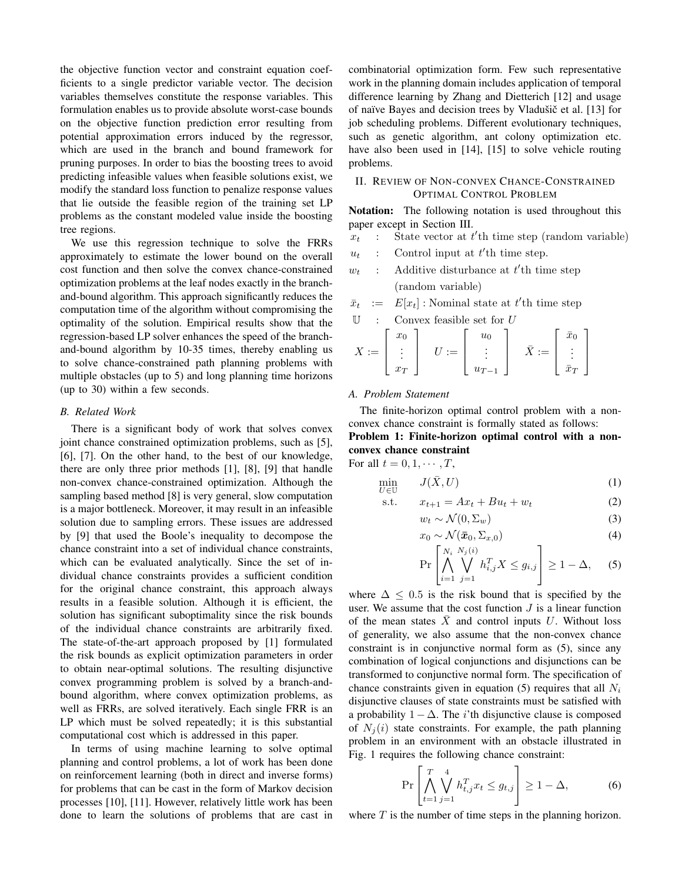the objective function vector and constraint equation coefficients to a single predictor variable vector. The decision variables themselves constitute the response variables. This formulation enables us to provide absolute worst-case bounds on the objective function prediction error resulting from potential approximation errors induced by the regressor, which are used in the branch and bound framework for pruning purposes. In order to bias the boosting trees to avoid predicting infeasible values when feasible solutions exist, we modify the standard loss function to penalize response values that lie outside the feasible region of the training set LP problems as the constant modeled value inside the boosting tree regions.

We use this regression technique to solve the FRRs approximately to estimate the lower bound on the overall cost function and then solve the convex chance-constrained optimization problems at the leaf nodes exactly in the branch-and-bound algorithm. This approach significantly reduces the computation time of the algorithm without compromising the optimality of the solution. Empirical results show that the regression-based LP solver enhances the speed of the branch-and-bound algorithm by 10-35 times, thereby enabling us to solve chance-constrained path planning problems with multiple obstacles (up to 5) and long planning time horizons (up to 30) within a few seconds.

### B. Related Work

There is a significant body of work that solves convex joint chance constrained optimization problems, such as [5], [6], [7]. On the other hand, to the best of our knowledge, there are only three prior methods [1], [8], [9] that handle non-convex chance-constrained optimization. Although the sampling based method [8] is very general, slow computation is a major bottleneck. Moreover, it may result in an infeasible solution due to sampling errors. These issues are addressed by [9] that used the Boole's inequality to decompose the chance constraint into a set of individual chance constraints, which can be evaluated analytically. Since the set of individual chance constraints provides a sufficient condition for the original chance constraint, this approach always results in a feasible solution. Although it is efficient, the solution has significant suboptimality since the risk bounds of the individual chance constraints are arbitrarily fixed. The state-of-the-art approach proposed by [1] formulated the risk bounds as explicit optimization parameters in order to obtain near-optimal solutions. The resulting disjunctive convex programming problem is solved by a branch-and-bound algorithm, where convex optimization problems, as well as FRRs, are solved iteratively. Each single FRR is an LP which must be solved repeatedly; it is this substantial computational cost which is addressed in this paper.

In terms of using machine learning to solve optimal planning and control problems, a lot of work has been done on reinforcement learning (both in direct and inverse forms) for problems that can be cast in the form of Markov decision processes [10], [11]. However, relatively little work has been done to learn the solutions of problems that are cast in combinatorial optimization form. Few such representative work in the planning domain includes application of temporal difference learning by Zhang and Dietterich [12] and usage of naïve Bayes and decision trees by Vladušič et al. [13] for job scheduling problems. Different evolutionary techniques, such as genetic algorithm, ant colony optimization etc. have also been used in [14], [15] to solve vehicle routing problems.

## II. Review of Non-convex Chance-Constrained Optimal Control Problem

**Notation:** The following notation is used throughout this paper except in Section III.

- $x_t$ : State vector at $t$'th time step (random variable)
- $u_t$ : Control input at $t$'th time step.
- $w_t$ : Additive disturbance at $t$'th time step (random variable)
- $\bar{x}_t := E[x_t]$ : Nominal state at $t$'th time step
- $\mathbb{U}$ : Convex feasible set for $U$

$$X := \begin{bmatrix} x_0 \\ \vdots \\ x_T \end{bmatrix} \quad U := \begin{bmatrix} u_0 \\ \vdots \\ u_{T-1} \end{bmatrix} \quad \bar{X} := \begin{bmatrix} \bar{x}_0 \\ \vdots \\ \bar{x}_T \end{bmatrix}$$

### A. Problem Statement

The finite-horizon optimal control problem with a non-convex chance constraint is formally stated as follows:

**Problem 1: Finite-horizon optimal control with a non-convex chance constraint**

For all $t = 0, 1, \cdots, T$,

$$\min_{U \in \mathbb{U}} \quad J(\bar{X}, U) \tag{1}$$

$$\text{s.t.} \quad x_{t+1} = Ax_t + Bu_t + w_t \tag{2}$$

$$w_t \sim \mathcal{N}(0, \Sigma_w) \tag{3}$$

$$x_0 \sim \mathcal{N}(\bar{\boldsymbol{x}}_0, \Sigma_{x,0}) \tag{4}$$

$$\Pr\left[\bigwedge_{i=1}^{N_i} \bigvee_{j=1}^{N_j(i)} h_{i,j}^T X \leq g_{i,j}\right] \geq 1 - \Delta, \tag{5}$$

where $\Delta \leq 0.5$ is the risk bound that is specified by the user. We assume that the cost function $J$ is a linear function of the mean states $\bar{X}$ and control inputs $U$. Without loss of generality, we also assume that the non-convex chance constraint is in conjunctive normal form as (5), since any combination of logical conjunctions and disjunctions can be transformed to conjunctive normal form. The specification of chance constraints given in equation (5) requires that all $N_i$ disjunctive clauses of state constraints must be satisfied with a probability $1 - \Delta$. The $i$'th disjunctive clause is composed of $N_j(i)$ state constraints. For example, the path planning problem in an environment with an obstacle illustrated in Fig. 1 requires the following chance constraint:

$$\Pr\left[\bigwedge_{t=1}^{T} \bigvee_{j=1}^{4} h_{t,j}^T x_t \leq g_{t,j}\right] \geq 1 - \Delta, \tag{6}$$

where $T$ is the number of time steps in the planning horizon.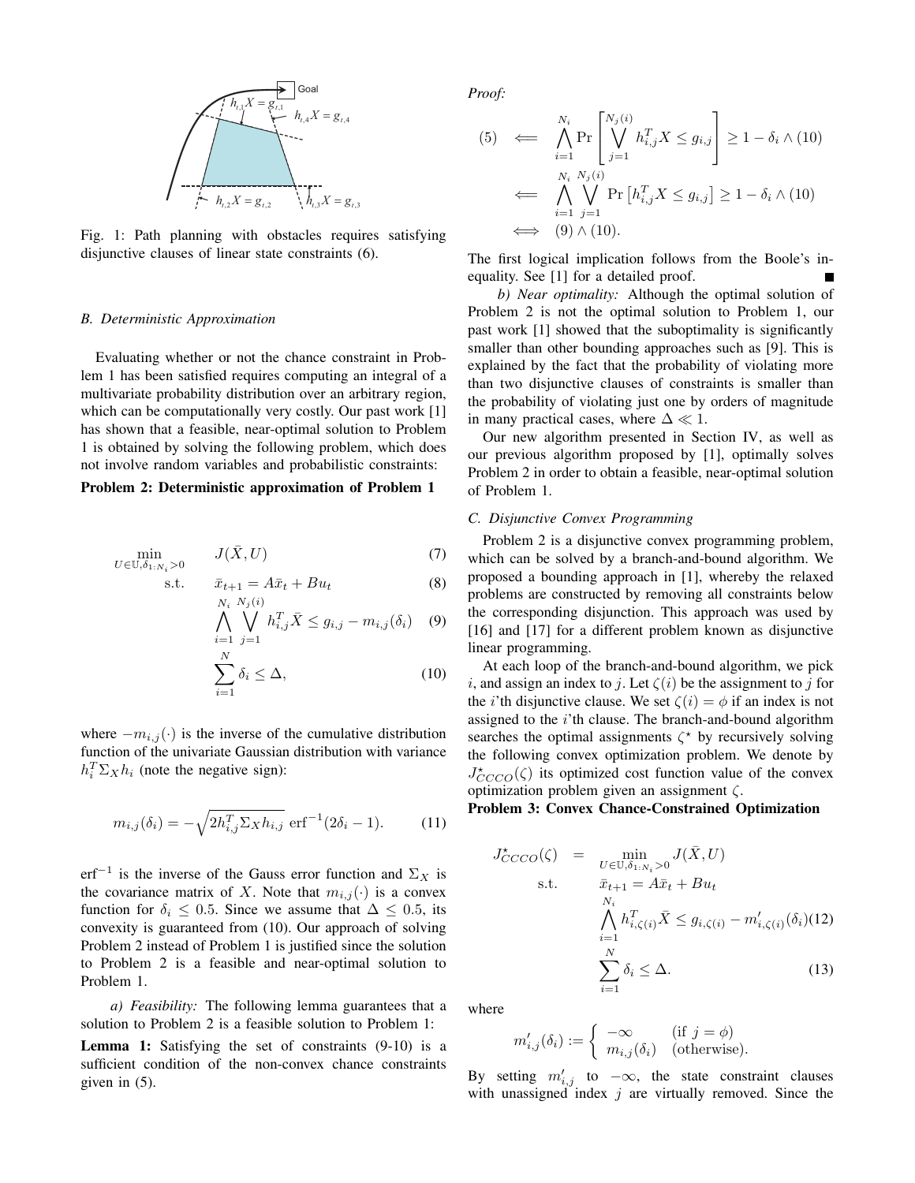Fig. 1: Path planning with obstacles requires satisfying disjunctive clauses of linear state constraints (6).

### B. Deterministic Approximation

Evaluating whether or not the chance constraint in Problem 1 has been satisfied requires computing an integral of a multivariate probability distribution over an arbitrary region, which can be computationally very costly. Our past work [1] has shown that a feasible, near-optimal solution to Problem 1 is obtained by solving the following problem, which does not involve random variables and probabilistic constraints:

**Problem 2: Deterministic approximation of Problem 1**

$$\min_{U\in\mathbb{U},\delta_{1:N_i}>0} \quad J(\bar{X},U) \tag{7}$$

$$\text{s.t.} \quad \bar{x}_{t+1} = A\bar{x}_t + Bu_t \tag{8}$$

$$\bigwedge_{i=1}^{N_i}\bigvee_{j=1}^{N_j(i)} h_{i,j}^T\bar{X} \le g_{i,j} - m_{i,j}(\delta_i) \tag{9}$$

$$\sum_{i=1}^{N}\delta_i \le \Delta, \tag{10}$$

where $-m_{i,j}(\cdot)$ is the inverse of the cumulative distribution function of the univariate Gaussian distribution with variance $h_i^T\Sigma_X h_i$ (note the negative sign):

$$m_{i,j}(\delta_i) = -\sqrt{2h_{i,j}^T\Sigma_X h_{i,j}}\ \mathrm{erf}^{-1}(2\delta_i - 1). \tag{11}$$

$\mathrm{erf}^{-1}$ is the inverse of the Gauss error function and $\Sigma_X$ is the covariance matrix of $X$. Note that $m_{i,j}(\cdot)$ is a convex function for $\delta_i \le 0.5$. Since we assume that $\Delta \le 0.5$, its convexity is guaranteed from (10). Our approach of solving Problem 2 instead of Problem 1 is justified since the solution to Problem 2 is a feasible and near-optimal solution to Problem 1.

*a) Feasibility:* The following lemma guarantees that a solution to Problem 2 is a feasible solution to Problem 1:

**Lemma 1:** Satisfying the set of constraints (9-10) is a sufficient condition of the non-convex chance constraints given in (5).

*Proof:*

$$\begin{aligned}
(5) \quad &\Longleftarrow \quad \bigwedge_{i=1}^{N_i}\Pr\left[\bigvee_{j=1}^{N_j(i)} h_{i,j}^T X \le g_{i,j}\right] \ge 1-\delta_i \wedge (10)\\
&\Longleftarrow \quad \bigwedge_{i=1}^{N_i}\bigvee_{j=1}^{N_j(i)}\Pr\left[h_{i,j}^T X \le g_{i,j}\right] \ge 1-\delta_i \wedge (10)\\
&\Longleftrightarrow \quad (9)\wedge(10).
\end{aligned}$$

The first logical implication follows from the Boole's inequality. See [1] for a detailed proof. ∎

*b) Near optimality:* Although the optimal solution of Problem 2 is not the optimal solution to Problem 1, our past work [1] showed that the suboptimality is significantly smaller than other bounding approaches such as [9]. This is explained by the fact that the probability of violating more than two disjunctive clauses of constraints is smaller than the probability of violating just one by orders of magnitude in many practical cases, where $\Delta \ll 1$.

Our new algorithm presented in Section IV, as well as our previous algorithm proposed by [1], optimally solves Problem 2 in order to obtain a feasible, near-optimal solution of Problem 1.

### C. Disjunctive Convex Programming

Problem 2 is a disjunctive convex programming problem, which can be solved by a branch-and-bound algorithm. We proposed a bounding approach in [1], whereby the relaxed problems are constructed by removing all constraints below the corresponding disjunction. This approach was used by [16] and [17] for a different problem known as disjunctive linear programming.

At each loop of the branch-and-bound algorithm, we pick $i$, and assign an index to $j$. Let $\zeta(i)$ be the assignment to $j$ for the $i$'th disjunctive clause. We set $\zeta(i) = \phi$ if an index is not assigned to the $i$'th clause. The branch-and-bound algorithm searches the optimal assignments $\zeta^\star$ by recursively solving the following convex optimization problem. We denote by $J^\star_{CCCO}(\zeta)$ its optimized cost function value of the convex optimization problem given an assignment $\zeta$.

**Problem 3: Convex Chance-Constrained Optimization**

$$\begin{aligned}
J^\star_{CCCO}(\zeta) \quad = \quad &\min_{U\in\mathbb{U},\delta_{1:N_i}>0} J(\bar{X},U)\\
\text{s.t.} \quad &\bar{x}_{t+1} = A\bar{x}_t + Bu_t\\
&\bigwedge_{i=1}^{N_i} h_{i,\zeta(i)}^T\bar{X} \le g_{i,\zeta(i)} - m'_{i,\zeta(i)}(\delta_i) \qquad (12)\\
&\sum_{i=1}^{N}\delta_i \le \Delta. \qquad (13)
\end{aligned}$$

where

$$m'_{i,j}(\delta_i) := \begin{cases} -\infty & (\text{if } j=\phi)\\ m_{i,j}(\delta_i) & (\text{otherwise}). \end{cases}$$

By setting $m'_{i,j}$ to $-\infty$, the state constraint clauses with unassigned index $j$ are virtually removed. Since the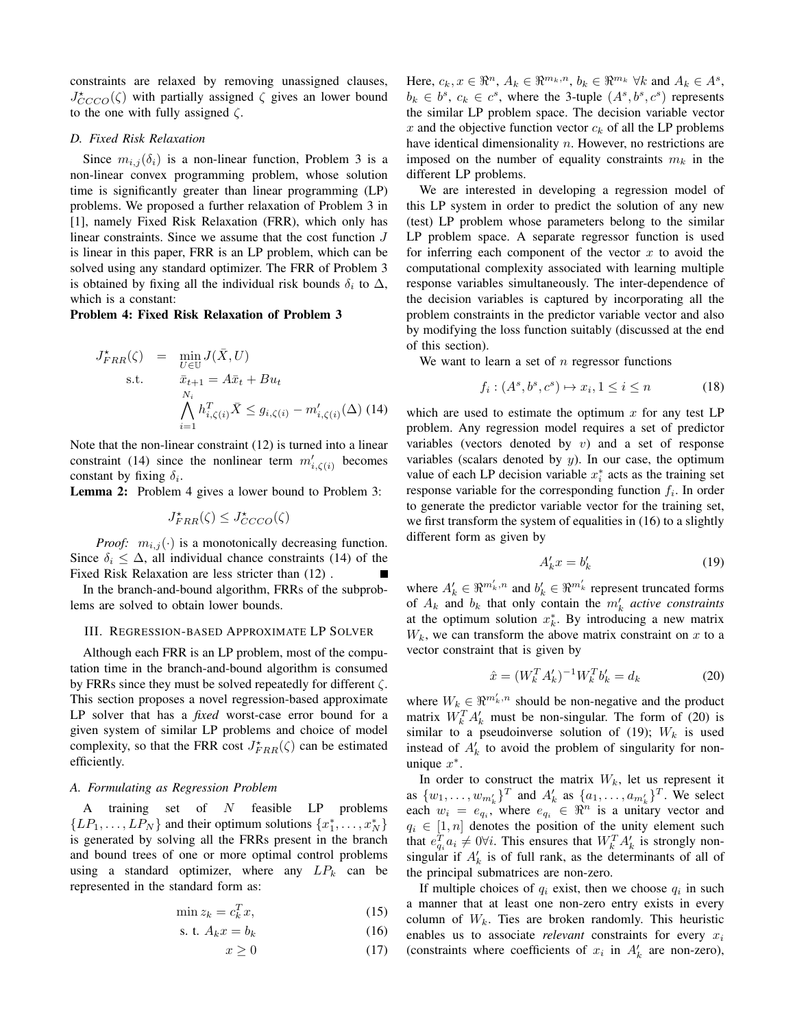constraints are relaxed by removing unassigned clauses, $J^\star_{CCCO}(\zeta)$ with partially assigned $\zeta$ gives an lower bound to the one with fully assigned $\zeta$.

### D. Fixed Risk Relaxation

Since $m_{i,j}(\delta_i)$ is a non-linear function, Problem 3 is a non-linear convex programming problem, whose solution time is significantly greater than linear programming (LP) problems. We proposed a further relaxation of Problem 3 in [1], namely Fixed Risk Relaxation (FRR), which only has linear constraints. Since we assume that the cost function $J$ is linear in this paper, FRR is an LP problem, which can be solved using any standard optimizer. The FRR of Problem 3 is obtained by fixing all the individual risk bounds $\delta_i$ to $\Delta$, which is a constant:

**Problem 4: Fixed Risk Relaxation of Problem 3**

$$
\begin{aligned}
J^\star_{FRR}(\zeta) \quad &= \quad \min_{U \in \mathbb{U}} J(\bar{X}, U) \\
\text{s.t.} \quad & \quad \bar{x}_{t+1} = A\bar{x}_t + Bu_t \\
& \quad \bigwedge_{i=1}^{N_i} h^T_{i,\zeta(i)} \bar{X} \leq g_{i,\zeta(i)} - m'_{i,\zeta(i)}(\Delta) \quad (14)
\end{aligned}
$$

Note that the non-linear constraint (12) is turned into a linear constraint (14) since the nonlinear term $m'_{i,\zeta(i)}$ becomes constant by fixing $\delta_i$.

**Lemma 2:** Problem 4 gives a lower bound to Problem 3:

$$J^\star_{FRR}(\zeta) \leq J^\star_{CCCO}(\zeta)$$

*Proof:* $m_{i,j}(\cdot)$ is a monotonically decreasing function. Since $\delta_i \leq \Delta$, all individual chance constraints (14) of the Fixed Risk Relaxation are less stricter than (12) . ∎

In the branch-and-bound algorithm, FRRs of the subproblems are solved to obtain lower bounds.

## III. Regression-based Approximate LP Solver

Although each FRR is an LP problem, most of the computation time in the branch-and-bound algorithm is consumed by FRRs since they must be solved repeatedly for different $\zeta$. This section proposes a novel regression-based approximate LP solver that has a *fixed* worst-case error bound for a given system of similar LP problems and choice of model complexity, so that the FRR cost $J^\star_{FRR}(\zeta)$ can be estimated efficiently.

### A. Formulating as Regression Problem

A training set of $N$ feasible LP problems $\{LP_1, \ldots, LP_N\}$ and their optimum solutions $\{x^*_1, \ldots, x^*_N\}$ is generated by solving all the FRRs present in the branch and bound trees of one or more optimal control problems using a standard optimizer, where any $LP_k$ can be represented in the standard form as:

$$\min z_k = c^T_k x, \qquad (15)$$

$$\text{s. t. } A_k x = b_k \qquad (16)$$

$$x \geq 0 \qquad (17)$$

Here, $c_k, x \in \Re^n$, $A_k \in \Re^{m_k,n}$, $b_k \in \Re^{m_k}$ $\forall k$ and $A_k \in A^s$, $b_k \in b^s$, $c_k \in c^s$, where the 3-tuple $(A^s, b^s, c^s)$ represents the similar LP problem space. The decision variable vector $x$ and the objective function vector $c_k$ of all the LP problems have identical dimensionality $n$. However, no restrictions are imposed on the number of equality constraints $m_k$ in the different LP problems.

We are interested in developing a regression model of this LP system in order to predict the solution of any new (test) LP problem whose parameters belong to the similar LP problem space. A separate regressor function is used for inferring each component of the vector $x$ to avoid the computational complexity associated with learning multiple response variables simultaneously. The inter-dependence of the decision variables is captured by incorporating all the problem constraints in the predictor variable vector and also by modifying the loss function suitably (discussed at the end of this section).

We want to learn a set of $n$ regressor functions

$$f_i : (A^s, b^s, c^s) \mapsto x_i, 1 \leq i \leq n \qquad (18)$$

which are used to estimate the optimum $x$ for any test LP problem. Any regression model requires a set of predictor variables (vectors denoted by $v$) and a set of response variables (scalars denoted by $y$). In our case, the optimum value of each LP decision variable $x^*_i$ acts as the training set response variable for the corresponding function $f_i$. In order to generate the predictor variable vector for the training set, we first transform the system of equalities in (16) to a slightly different form as given by

$$A'_k x = b'_k \qquad (19)$$

where $A'_k \in \Re^{m'_k,n}$ and $b'_k \in \Re^{m'_k}$ represent truncated forms of $A_k$ and $b_k$ that only contain the $m'_k$ *active constraints* at the optimum solution $x^*_k$. By introducing a new matrix $W_k$, we can transform the above matrix constraint on $x$ to a vector constraint that is given by

$$\hat{x} = (W^T_k A'_k)^{-1} W^T_k b'_k = d_k \qquad (20)$$

where $W_k \in \Re^{m'_k,n}$ should be non-negative and the product matrix $W^T_k A'_k$ must be non-singular. The form of (20) is similar to a pseudoinverse solution of (19); $W_k$ is used instead of $A'_k$ to avoid the problem of singularity for non-unique $x^*$.

In order to construct the matrix $W_k$, let us represent it as $\{w_1, \ldots, w_{m'_k}\}^T$ and $A'_k$ as $\{a_1, \ldots, a_{m'_k}\}^T$. We select each $w_i = e_{q_i}$, where $e_{q_i} \in \Re^n$ is a unitary vector and $q_i \in [1, n]$ denotes the position of the unity element such that $e^T_{q_i} a_i \neq 0 \forall i$. This ensures that $W^T_k A'_k$ is strongly non-singular if $A'_k$ is of full rank, as the determinants of all of the principal submatrices are non-zero.

If multiple choices of $q_i$ exist, then we choose $q_i$ in such a manner that at least one non-zero entry exists in every column of $W_k$. Ties are broken randomly. This heuristic enables us to associate *relevant* constraints for every $x_i$ (constraints where coefficients of $x_i$ in $A'_k$ are non-zero),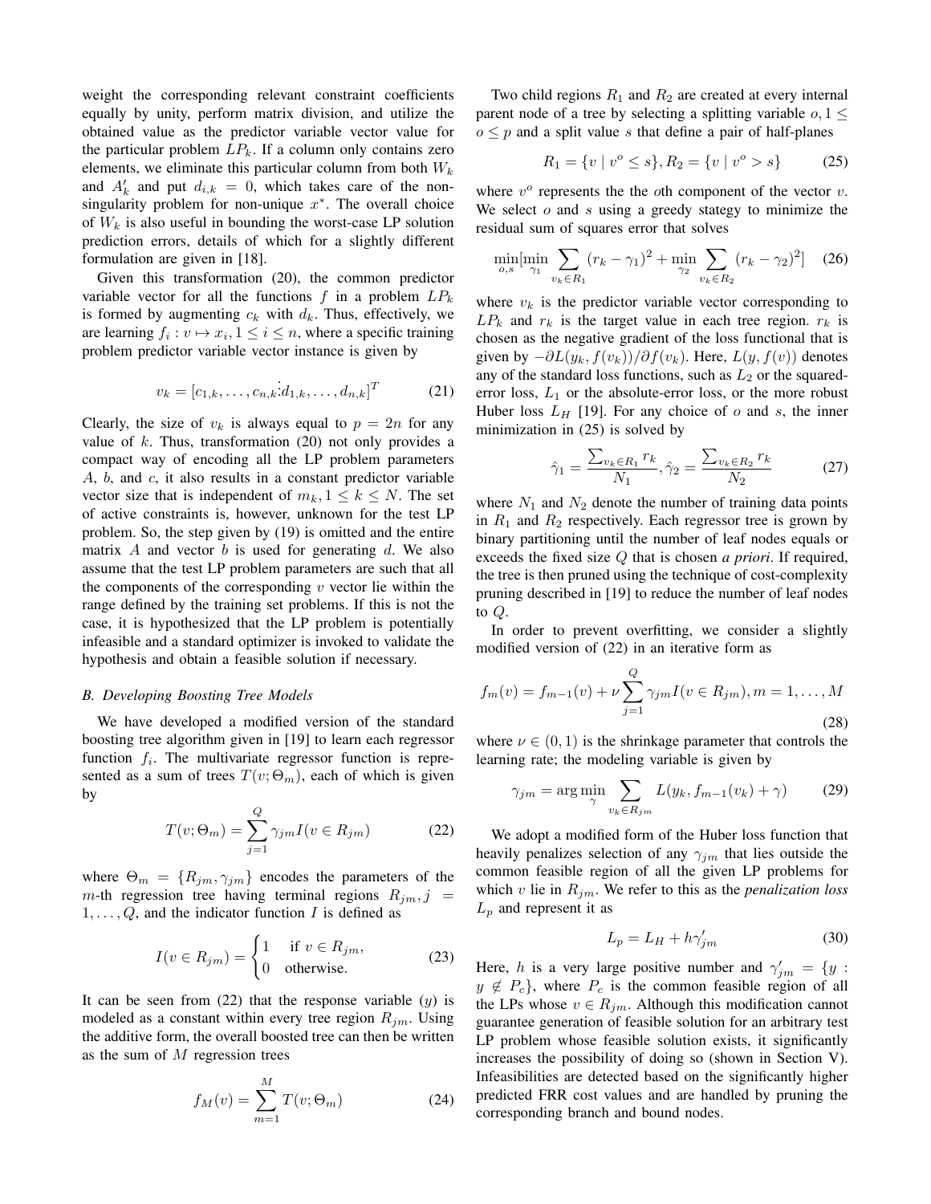weight the corresponding relevant constraint coefficients equally by unity, perform matrix division, and utilize the obtained value as the predictor variable vector value for the particular problem $LP_k$. If a column only contains zero elements, we eliminate this particular column from both $W_k$ and $A'_k$ and put $d_{i,k} = 0$, which takes care of the non-singularity problem for non-unique $x^*$. The overall choice of $W_k$ is also useful in bounding the worst-case LP solution prediction errors, details of which for a slightly different formulation are given in [18].

Given this transformation (20), the common predictor variable vector for all the functions $f$ in a problem $LP_k$ is formed by augmenting $c_k$ with $d_k$. Thus, effectively, we are learning $f_i : v \mapsto x_i, 1 \leq i \leq n$, where a specific training problem predictor variable vector instance is given by

$$v_k = [c_{1,k}, \ldots, c_{n,k} \vdots d_{1,k}, \ldots, d_{n,k}]^T \tag{21}$$

Clearly, the size of $v_k$ is always equal to $p = 2n$ for any value of $k$. Thus, transformation (20) not only provides a compact way of encoding all the LP problem parameters $A$, $b$, and $c$, it also results in a constant predictor variable vector size that is independent of $m_k, 1 \leq k \leq N$. The set of active constraints is, however, unknown for the test LP problem. So, the step given by (19) is omitted and the entire matrix $A$ and vector $b$ is used for generating $d$. We also assume that the test LP problem parameters are such that all the components of the corresponding $v$ vector lie within the range defined by the training set problems. If this is not the case, it is hypothesized that the LP problem is potentially infeasible and a standard optimizer is invoked to validate the hypothesis and obtain a feasible solution if necessary.

### B. Developing Boosting Tree Models

We have developed a modified version of the standard boosting tree algorithm given in [19] to learn each regressor function $f_i$. The multivariate regressor function is represented as a sum of trees $T(v; \Theta_m)$, each of which is given by

$$T(v; \Theta_m) = \sum_{j=1}^{Q} \gamma_{jm} I(v \in R_{jm}) \tag{22}$$

where $\Theta_m = \{R_{jm}, \gamma_{jm}\}$ encodes the parameters of the $m$-th regression tree having terminal regions $R_{jm}, j = 1, \ldots, Q$, and the indicator function $I$ is defined as

$$I(v \in R_{jm}) = \begin{cases} 1 & \text{if } v \in R_{jm}, \\ 0 & \text{otherwise.} \end{cases} \tag{23}$$

It can be seen from (22) that the response variable ($y$) is modeled as a constant within every tree region $R_{jm}$. Using the additive form, the overall boosted tree can then be written as the sum of $M$ regression trees

$$f_M(v) = \sum_{m=1}^{M} T(v; \Theta_m) \tag{24}$$

Two child regions $R_1$ and $R_2$ are created at every internal parent node of a tree by selecting a splitting variable $o, 1 \leq o \leq p$ and a split value $s$ that define a pair of half-planes

$$R_1 = \{v \mid v^o \leq s\}, R_2 = \{v \mid v^o > s\} \tag{25}$$

where $v^o$ represents the the $o$th component of the vector $v$. We select $o$ and $s$ using a greedy stategy to minimize the residual sum of squares error that solves

$$\min_{o,s} [\min_{\gamma_1} \sum_{v_k \in R_1} (r_k - \gamma_1)^2 + \min_{\gamma_2} \sum_{v_k \in R_2} (r_k - \gamma_2)^2] \tag{26}$$

where $v_k$ is the predictor variable vector corresponding to $LP_k$ and $r_k$ is the target value in each tree region. $r_k$ is chosen as the negative gradient of the loss functional that is given by $-\partial L(y_k, f(v_k))/\partial f(v_k)$. Here, $L(y, f(v))$ denotes any of the standard loss functions, such as $L_2$ or the squared-error loss, $L_1$ or the absolute-error loss, or the more robust Huber loss $L_H$ [19]. For any choice of $o$ and $s$, the inner minimization in (25) is solved by

$$\hat{\gamma}_1 = \frac{\sum_{v_k \in R_1} r_k}{N_1}, \hat{\gamma}_2 = \frac{\sum_{v_k \in R_2} r_k}{N_2} \tag{27}$$

where $N_1$ and $N_2$ denote the number of training data points in $R_1$ and $R_2$ respectively. Each regressor tree is grown by binary partitioning until the number of leaf nodes equals or exceeds the fixed size $Q$ that is chosen *a priori*. If required, the tree is then pruned using the technique of cost-complexity pruning described in [19] to reduce the number of leaf nodes to $Q$.

In order to prevent overfitting, we consider a slightly modified version of (22) in an iterative form as

$$f_m(v) = f_{m-1}(v) + \nu \sum_{j=1}^{Q} \gamma_{jm} I(v \in R_{jm}), m = 1, \ldots, M \tag{28}$$

where $\nu \in (0, 1)$ is the shrinkage parameter that controls the learning rate; the modeling variable is given by

$$\gamma_{jm} = \arg\min_{\gamma} \sum_{v_k \in R_{jm}} L(y_k, f_{m-1}(v_k) + \gamma) \tag{29}$$

We adopt a modified form of the Huber loss function that heavily penalizes selection of any $\gamma_{jm}$ that lies outside the common feasible region of all the given LP problems for which $v$ lie in $R_{jm}$. We refer to this as the *penalization loss* $L_p$ and represent it as

$$L_p = L_H + h\gamma'_{jm} \tag{30}$$

Here, $h$ is a very large positive number and $\gamma'_{jm} = \{y : y \notin P_c\}$, where $P_c$ is the common feasible region of all the LPs whose $v \in R_{jm}$. Although this modification cannot guarantee generation of feasible solution for an arbitrary test LP problem whose feasible solution exists, it significantly increases the possibility of doing so (shown in Section V). Infeasibilities are detected based on the significantly higher predicted FRR cost values and are handled by pruning the corresponding branch and bound nodes.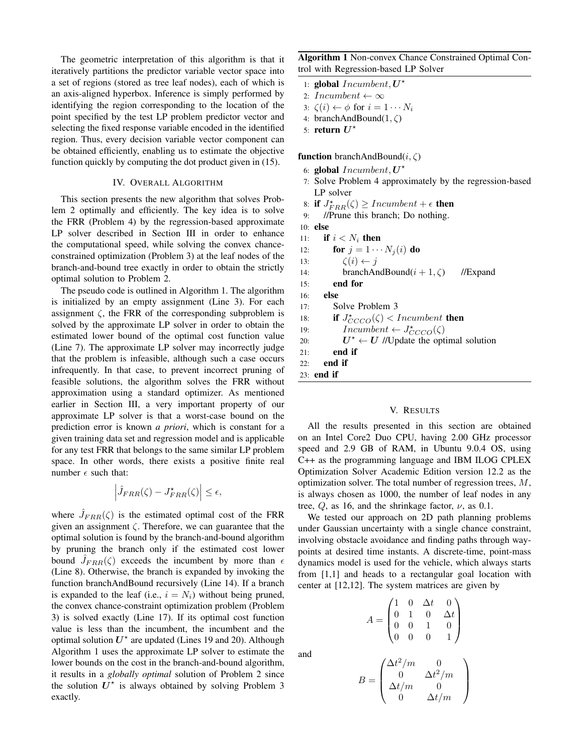The geometric interpretation of this algorithm is that it iteratively partitions the predictor variable vector space into a set of regions (stored as tree leaf nodes), each of which is an axis-aligned hyperbox. Inference is simply performed by identifying the region corresponding to the location of the point specified by the test LP problem predictor vector and selecting the fixed response variable encoded in the identified region. Thus, every decision variable vector component can be obtained efficiently, enabling us to estimate the objective function quickly by computing the dot product given in (15).

## IV. Overall Algorithm

This section presents the new algorithm that solves Problem 2 optimally and efficiently. The key idea is to solve the FRR (Problem 4) by the regression-based approximate LP solver described in Section III in order to enhance the computational speed, while solving the convex chance-constrained optimization (Problem 3) at the leaf nodes of the branch-and-bound tree exactly in order to obtain the strictly optimal solution to Problem 2.

The pseudo code is outlined in Algorithm 1. The algorithm is initialized by an empty assignment (Line 3). For each assignment $\zeta$, the FRR of the corresponding subproblem is solved by the approximate LP solver in order to obtain the estimated lower bound of the optimal cost function value (Line 7). The approximate LP solver may incorrectly judge that the problem is infeasible, although such a case occurs infrequently. In that case, to prevent incorrect pruning of feasible solutions, the algorithm solves the FRR without approximation using a standard optimizer. As mentioned earlier in Section III, a very important property of our approximate LP solver is that a worst-case bound on the prediction error is known *a priori*, which is constant for a given training data set and regression model and is applicable for any test FRR that belongs to the same similar LP problem space. In other words, there exists a positive finite real number $\epsilon$ such that:

$$\left|\hat{J}_{FRR}(\zeta) - J^{\star}_{FRR}(\zeta)\right| \leq \epsilon,$$

where $\hat{J}_{FRR}(\zeta)$ is the estimated optimal cost of the FRR given an assignment $\zeta$. Therefore, we can guarantee that the optimal solution is found by the branch-and-bound algorithm by pruning the branch only if the estimated cost lower bound $\hat{J}_{FRR}(\zeta)$ exceeds the incumbent by more than $\epsilon$ (Line 8). Otherwise, the branch is expanded by invoking the function branchAndBound recursively (Line 14). If a branch is expanded to the leaf (i.e., $i = N_i$) without being pruned, the convex chance-constraint optimization problem (Problem 3) is solved exactly (Line 17). If its optimal cost function value is less than the incumbent, the incumbent and the optimal solution $\boldsymbol{U}^{\star}$ are updated (Lines 19 and 20). Although Algorithm 1 uses the approximate LP solver to estimate the lower bounds on the cost in the branch-and-bound algorithm, it results in a *globally optimal* solution of Problem 2 since the solution $\boldsymbol{U}^{\star}$ is always obtained by solving Problem 3 exactly.

**Algorithm 1** Non-convex Chance Constrained Optimal Control with Regression-based LP Solver

```
1:  global Incumbent, U*
2:  Incumbent ← ∞
3:  ζ(i) ← φ for i = 1 ··· N_i
4:  branchAndBound(1, ζ)
5:  return U*

function branchAndBound(i, ζ)
6:  global Incumbent, U*
7:  Solve Problem 4 approximately by the regression-based
    LP solver
8:  if J*_FRR(ζ) ≥ Incumbent + ε then
9:     //Prune this branch; Do nothing.
10: else
11:    if i < N_i then
12:       for j = 1 ··· N_j(i) do
13:          ζ(i) ← j
14:          branchAndBound(i + 1, ζ)      //Expand
15:       end for
16:    else
17:       Solve Problem 3
18:       if J*_CCCO(ζ) < Incumbent then
19:          Incumbent ← J*_CCCO(ζ)
20:          U* ← U //Update the optimal solution
21:       end if
22:    end if
23: end if
```

## V. Results

All the results presented in this section are obtained on an Intel Core2 Duo CPU, having 2.00 GHz processor speed and 2.9 GB of RAM, in Ubuntu 9.0.4 OS, using C++ as the programming language and IBM ILOG CPLEX Optimization Solver Academic Edition version 12.2 as the optimization solver. The total number of regression trees, $M$, is always chosen as 1000, the number of leaf nodes in any tree, $Q$, as 16, and the shrinkage factor, $\nu$, as 0.1.

We tested our approach on 2D path planning problems under Gaussian uncertainty with a single chance constraint, involving obstacle avoidance and finding paths through way-points at desired time instants. A discrete-time, point-mass dynamics model is used for the vehicle, which always starts from [1,1] and heads to a rectangular goal location with center at [12,12]. The system matrices are given by

$$A = \begin{pmatrix} 1 & 0 & \Delta t & 0 \\ 0 & 1 & 0 & \Delta t \\ 0 & 0 & 1 & 0 \\ 0 & 0 & 0 & 1 \end{pmatrix}$$

and

$$B = \begin{pmatrix} \Delta t^2/m & 0 \\ 0 & \Delta t^2/m \\ \Delta t/m & 0 \\ 0 & \Delta t/m \end{pmatrix}$$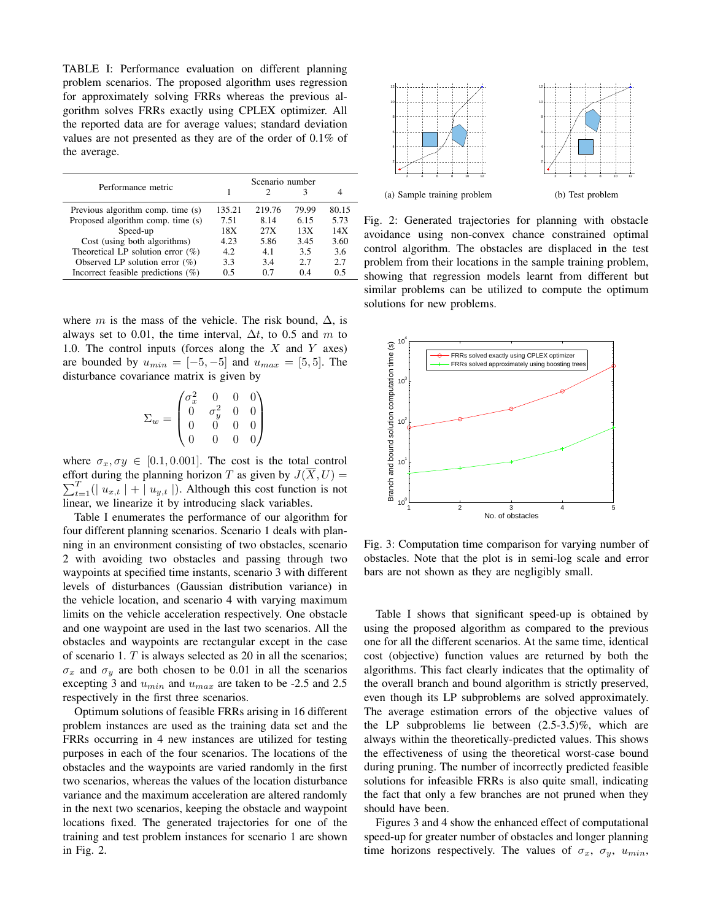TABLE I: Performance evaluation on different planning problem scenarios. The proposed algorithm uses regression for approximately solving FRRs whereas the previous algorithm solves FRRs exactly using CPLEX optimizer. All the reported data are for average values; standard deviation values are not presented as they are of the order of 0.1% of the average.

| Performance metric | Scenario number | | | |
|---|---|---|---|---|
| | 1 | 2 | 3 | 4 |
| Previous algorithm comp. time (s) | 135.21 | 219.76 | 79.99 | 80.15 |
| Proposed algorithm comp. time (s) | 7.51 | 8.14 | 6.15 | 5.73 |
| Speed-up | 18X | 27X | 13X | 14X |
| Cost (using both algorithms) | 4.23 | 5.86 | 3.45 | 3.60 |
| Theoretical LP solution error (%) | 4.2 | 4.1 | 3.5 | 3.6 |
| Observed LP solution error (%) | 3.3 | 3.4 | 2.7 | 2.7 |
| Incorrect feasible predictions (%) | 0.5 | 0.7 | 0.4 | 0.5 |

where $m$ is the mass of the vehicle. The risk bound, $\Delta$, is always set to 0.01, the time interval, $\Delta t$, to 0.5 and $m$ to 1.0. The control inputs (forces along the $X$ and $Y$ axes) are bounded by $u_{min} = [-5, -5]$ and $u_{max} = [5, 5]$. The disturbance covariance matrix is given by

$$\Sigma_w = \begin{pmatrix} \sigma_x^2 & 0 & 0 & 0 \\ 0 & \sigma_y^2 & 0 & 0 \\ 0 & 0 & 0 & 0 \\ 0 & 0 & 0 & 0 \end{pmatrix}$$

where $\sigma_x, \sigma y \in [0.1, 0.001]$. The cost is the total control effort during the planning horizon $T$ as given by $J(\overline{X}, U) = \sum_{t=1}^{T} (\mid u_{x,t} \mid + \mid u_{y,t} \mid)$. Although this cost function is not linear, we linearize it by introducing slack variables.

Table I enumerates the performance of our algorithm for four different planning scenarios. Scenario 1 deals with planning in an environment consisting of two obstacles, scenario 2 with avoiding two obstacles and passing through two waypoints at specified time instants, scenario 3 with different levels of disturbances (Gaussian distribution variance) in the vehicle location, and scenario 4 with varying maximum limits on the vehicle acceleration respectively. One obstacle and one waypoint are used in the last two scenarios. All the obstacles and waypoints are rectangular except in the case of scenario 1. $T$ is always selected as 20 in all the scenarios; $\sigma_x$ and $\sigma_y$ are both chosen to be 0.01 in all the scenarios excepting 3 and $u_{min}$ and $u_{max}$ are taken to be -2.5 and 2.5 respectively in the first three scenarios.

Optimum solutions of feasible FRRs arising in 16 different problem instances are used as the training data set and the FRRs occurring in 4 new instances are utilized for testing purposes in each of the four scenarios. The locations of the obstacles and the waypoints are varied randomly in the first two scenarios, whereas the values of the location disturbance variance and the maximum acceleration are altered randomly in the next two scenarios, keeping the obstacle and waypoint locations fixed. The generated trajectories for one of the training and test problem instances for scenario 1 are shown in Fig. 2.

(a) Sample training problem

(b) Test problem

Fig. 2: Generated trajectories for planning with obstacle avoidance using non-convex chance constrained optimal control algorithm. The obstacles are displaced in the test problem from their locations in the sample training problem, showing that regression models learnt from different but similar problems can be utilized to compute the optimum solutions for new problems.

Fig. 3: Computation time comparison for varying number of obstacles. Note that the plot is in semi-log scale and error bars are not shown as they are negligibly small.

Table I shows that significant speed-up is obtained by using the proposed algorithm as compared to the previous one for all the different scenarios. At the same time, identical cost (objective) function values are returned by both the algorithms. This fact clearly indicates that the optimality of the overall branch and bound algorithm is strictly preserved, even though its LP subproblems are solved approximately. The average estimation errors of the objective values of the LP subproblems lie between (2.5-3.5)%, which are always within the theoretically-predicted values. This shows the effectiveness of using the theoretical worst-case bound during pruning. The number of incorrectly predicted feasible solutions for infeasible FRRs is also quite small, indicating the fact that only a few branches are not pruned when they should have been.

Figures 3 and 4 show the enhanced effect of computational speed-up for greater number of obstacles and longer planning time horizons respectively. The values of $\sigma_x$, $\sigma_y$, $u_{min}$,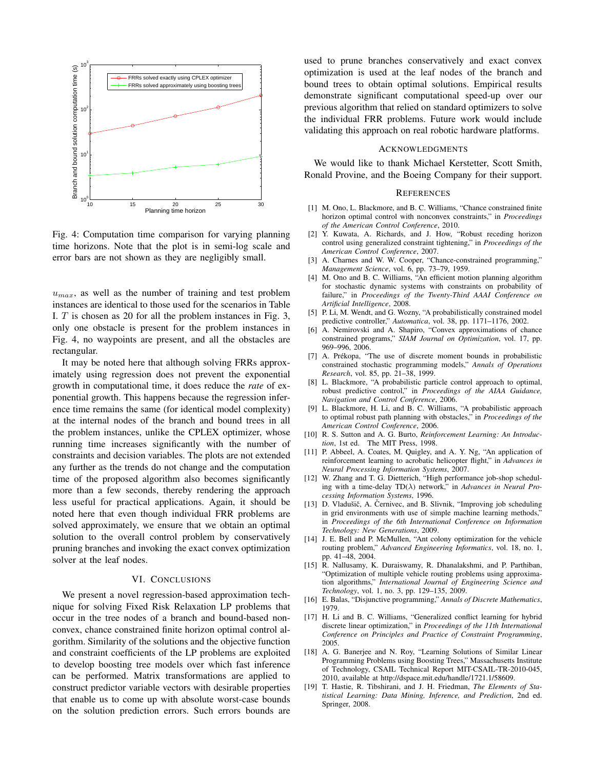$10^3$

Branch and bound solution computation time (s)

FRRs solved exactly using CPLEX optimizer

FRRs solved approximately using boosting trees

$10^2$

$10^1$

$10^0$

10 15 20 25 30

Planning time horizon

Fig. 4: Computation time comparison for varying planning time horizons. Note that the plot is in semi-log scale and error bars are not shown as they are negligibly small.

$u_{max}$, as well as the number of training and test problem instances are identical to those used for the scenarios in Table I. $T$ is chosen as 20 for all the problem instances in Fig. 3, only one obstacle is present for the problem instances in Fig. 4, no waypoints are present, and all the obstacles are rectangular.

It may be noted here that although solving FRRs approximately using regression does not prevent the exponential growth in computational time, it does reduce the *rate* of exponential growth. This happens because the regression inference time remains the same (for identical model complexity) at the internal nodes of the branch and bound trees in all the problem instances, unlike the CPLEX optimizer, whose running time increases significantly with the number of constraints and decision variables. The plots are not extended any further as the trends do not change and the computation time of the proposed algorithm also becomes significantly more than a few seconds, thereby rendering the approach less useful for practical applications. Again, it should be noted here that even though individual FRR problems are solved approximately, we ensure that we obtain an optimal solution to the overall control problem by conservatively pruning branches and invoking the exact convex optimization solver at the leaf nodes.

## VI. Conclusions

We present a novel regression-based approximation technique for solving Fixed Risk Relaxation LP problems that occur in the tree nodes of a branch and bound-based non-convex, chance constrained finite horizon optimal control algorithm. Similarity of the solutions and the objective function and constraint coefficients of the LP problems are exploited to develop boosting tree models over which fast inference can be performed. Matrix transformations are applied to construct predictor variable vectors with desirable properties that enable us to come up with absolute worst-case bounds on the solution prediction errors. Such errors bounds are used to prune branches conservatively and exact convex optimization is used at the leaf nodes of the branch and bound trees to obtain optimal solutions. Empirical results demonstrate significant computational speed-up over our previous algorithm that relied on standard optimizers to solve the individual FRR problems. Future work would include validating this approach on real robotic hardware platforms.

## Acknowledgments

We would like to thank Michael Kerstetter, Scott Smith, Ronald Provine, and the Boeing Company for their support.

## References

[1] M. Ono, L. Blackmore, and B. C. Williams, "Chance constrained finite horizon optimal control with nonconvex constraints," in *Proceedings of the American Control Conference*, 2010.

[2] Y. Kuwata, A. Richards, and J. How, "Robust receding horizon control using generalized constraint tightening," in *Proceedings of the American Control Conference*, 2007.

[3] A. Charnes and W. W. Cooper, "Chance-constrained programming," *Management Science*, vol. 6, pp. 73–79, 1959.

[4] M. Ono and B. C. Williams, "An efficient motion planning algorithm for stochastic dynamic systems with constraints on probability of failure," in *Proceedings of the Twenty-Third AAAI Conference on Artificial Intelligence*, 2008.

[5] P. Li, M. Wendt, and G. Wozny, "A probabilistically constrained model predictive controller," *Automatica*, vol. 38, pp. 1171–1176, 2002.

[6] A. Nemirovski and A. Shapiro, "Convex approximations of chance constrained programs," *SIAM Journal on Optimization*, vol. 17, pp. 969–996, 2006.

[7] A. Prékopa, "The use of discrete moment bounds in probabilistic constrained stochastic programming models," *Annals of Operations Research*, vol. 85, pp. 21–38, 1999.

[8] L. Blackmore, "A probabilistic particle control approach to optimal, robust predictive control," in *Proceedings of the AIAA Guidance, Navigation and Control Conference*, 2006.

[9] L. Blackmore, H. Li, and B. C. Williams, "A probabilistic approach to optimal robust path planning with obstacles," in *Proceedings of the American Control Conference*, 2006.

[10] R. S. Sutton and A. G. Burto, *Reinforcement Learning: An Introduction*, 1st ed. The MIT Press, 1998.

[11] P. Abbeel, A. Coates, M. Quigley, and A. Y. Ng, "An application of reinforcement learning to acrobatic helicopter flight," in *Advances in Neural Information Processing Systems*, 2007.

[12] W. Zhang and T. G. Dietterich, "High performance job-shop scheduling with a time-delay TD($\lambda$) network," in *Advances in Neural Processing Information Systems*, 1996.

[13] D. Vladušič, A. Černivec, and B. Slivnik, "Improving job scheduling in grid environments with use of simple machine learning methods," in *Proceedings of the 6th International Conference on Information Technology: New Generations*, 2009.

[14] J. E. Bell and P. McMullen, "Ant colony optimization for the vehicle routing problem," *Advanced Engineering Informatics*, vol. 18, no. 1, pp. 41–48, 2004.

[15] R. Nallusamy, K. Duraiswamy, R. Dhanalakshmi, and P. Parthiban, "Optimization of multiple vehicle routing problems using approximation algorithms," *International Journal of Engineering Science and Technology*, vol. 1, no. 3, pp. 129–135, 2009.

[16] E. Balas, "Disjunctive programming," *Annals of Discrete Mathematics*, 1979.

[17] H. Li and B. C. Williams, "Generalized conflict learning for hybrid discrete linear optimization," in *Proceedings of the 11th International Conference on Principles and Practice of Constraint Programming*, 2005.

[18] A. G. Banerjee and N. Roy, "Learning Solutions of Similar Linear Programming Problems using Boosting Trees," Massachusetts Institute of Technology, CSAIL Technical Report MIT-CSAIL-TR-2010-045, 2010, available at http://dspace.mit.edu/handle/1721.1/58609.

[19] T. Hastie, R. Tibshirani, and J. H. Friedman, *The Elements of Statistical Learning: Data Mining, Inference, and Prediction*, 2nd ed. Springer, 2008.